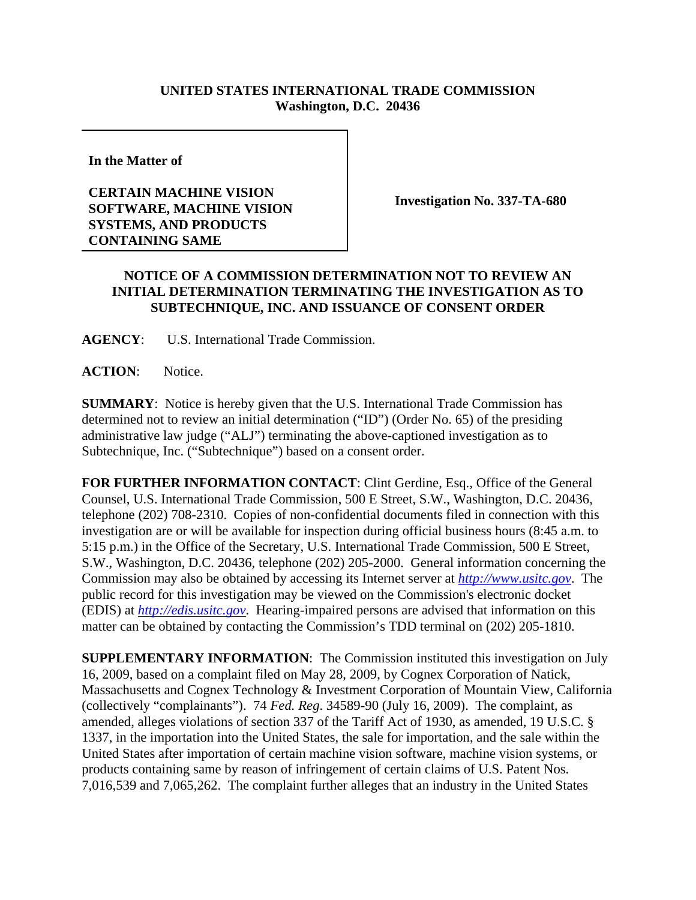**UNITED STATES INTERNATIONAL TRADE COMMISSION**
**Washington, D.C. 20436**

| | |
|---|---|
| **In the Matter of**<br><br>**CERTAIN MACHINE VISION SOFTWARE, MACHINE VISION SYSTEMS, AND PRODUCTS CONTAINING SAME** | **Investigation No. 337-TA-680** |

**NOTICE OF A COMMISSION DETERMINATION NOT TO REVIEW AN INITIAL DETERMINATION TERMINATING THE INVESTIGATION AS TO SUBTECHNIQUE, INC. AND ISSUANCE OF CONSENT ORDER**

**AGENCY**: U.S. International Trade Commission.

**ACTION**: Notice.

**SUMMARY**: Notice is hereby given that the U.S. International Trade Commission has determined not to review an initial determination ("ID") (Order No. 65) of the presiding administrative law judge ("ALJ") terminating the above-captioned investigation as to Subtechnique, Inc. ("Subtechnique") based on a consent order.

**FOR FURTHER INFORMATION CONTACT**: Clint Gerdine, Esq., Office of the General Counsel, U.S. International Trade Commission, 500 E Street, S.W., Washington, D.C. 20436, telephone (202) 708-2310. Copies of non-confidential documents filed in connection with this investigation are or will be available for inspection during official business hours (8:45 a.m. to 5:15 p.m.) in the Office of the Secretary, U.S. International Trade Commission, 500 E Street, S.W., Washington, D.C. 20436, telephone (202) 205-2000. General information concerning the Commission may also be obtained by accessing its Internet server at *http://www.usitc.gov*. The public record for this investigation may be viewed on the Commission's electronic docket (EDIS) at *http://edis.usitc.gov*. Hearing-impaired persons are advised that information on this matter can be obtained by contacting the Commission's TDD terminal on (202) 205-1810.

**SUPPLEMENTARY INFORMATION**: The Commission instituted this investigation on July 16, 2009, based on a complaint filed on May 28, 2009, by Cognex Corporation of Natick, Massachusetts and Cognex Technology & Investment Corporation of Mountain View, California (collectively "complainants"). 74 *Fed. Reg*. 34589-90 (July 16, 2009). The complaint, as amended, alleges violations of section 337 of the Tariff Act of 1930, as amended, 19 U.S.C. § 1337, in the importation into the United States, the sale for importation, and the sale within the United States after importation of certain machine vision software, machine vision systems, or products containing same by reason of infringement of certain claims of U.S. Patent Nos. 7,016,539 and 7,065,262. The complaint further alleges that an industry in the United States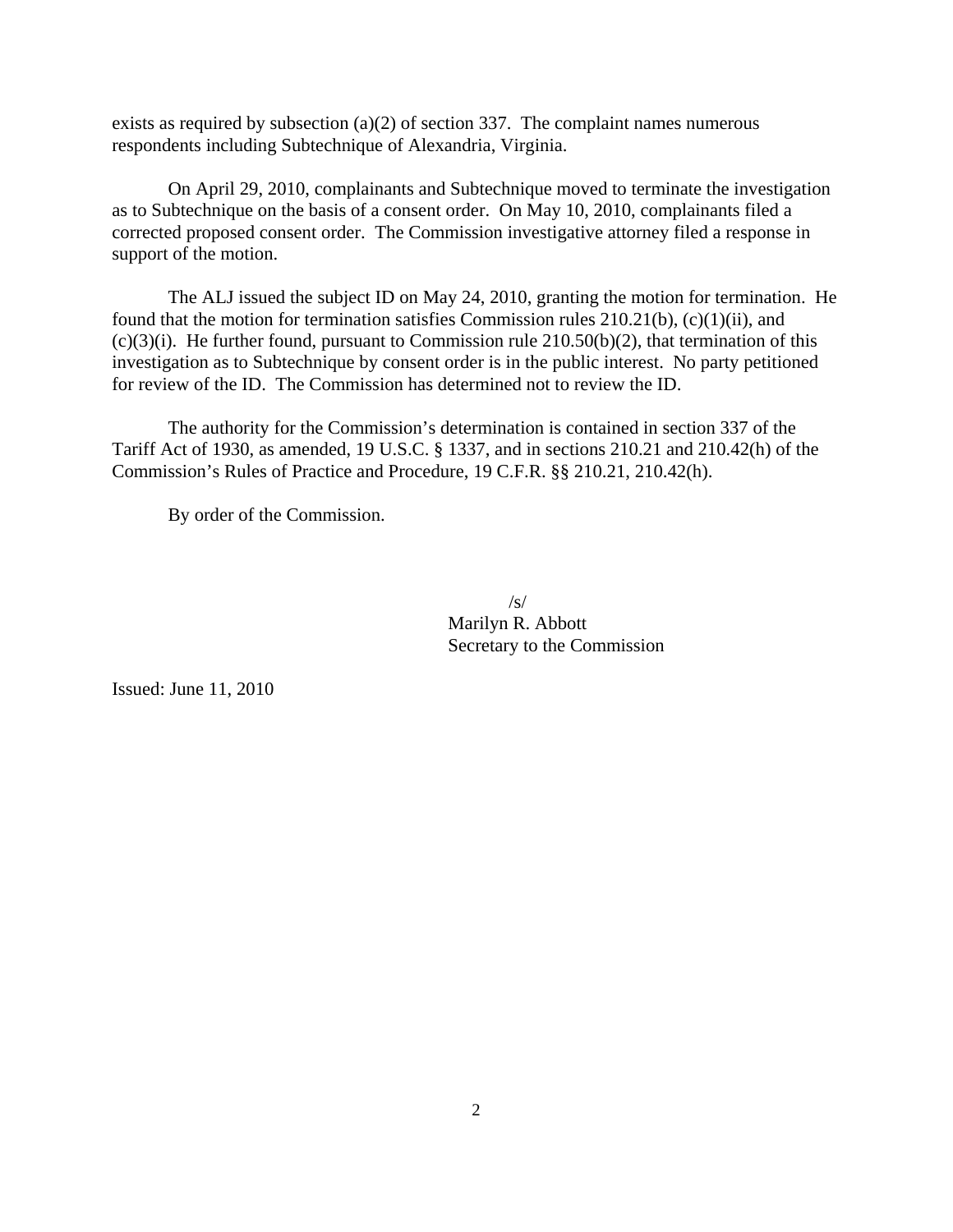exists as required by subsection (a)(2) of section 337. The complaint names numerous respondents including Subtechnique of Alexandria, Virginia.

On April 29, 2010, complainants and Subtechnique moved to terminate the investigation as to Subtechnique on the basis of a consent order. On May 10, 2010, complainants filed a corrected proposed consent order. The Commission investigative attorney filed a response in support of the motion.

The ALJ issued the subject ID on May 24, 2010, granting the motion for termination. He found that the motion for termination satisfies Commission rules 210.21(b), (c)(1)(ii), and (c)(3)(i). He further found, pursuant to Commission rule 210.50(b)(2), that termination of this investigation as to Subtechnique by consent order is in the public interest. No party petitioned for review of the ID. The Commission has determined not to review the ID.

The authority for the Commission's determination is contained in section 337 of the Tariff Act of 1930, as amended, 19 U.S.C. § 1337, and in sections 210.21 and 210.42(h) of the Commission's Rules of Practice and Procedure, 19 C.F.R. §§ 210.21, 210.42(h).

By order of the Commission.

/s/
Marilyn R. Abbott
Secretary to the Commission

Issued: June 11, 2010